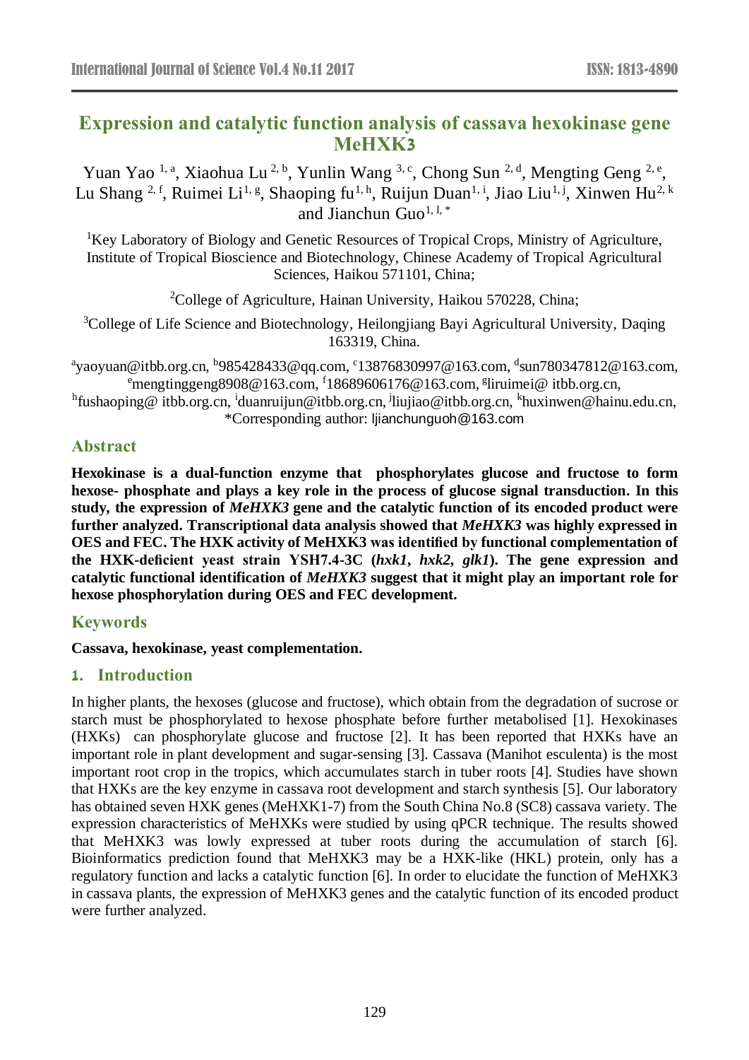# Expression and catalytic function analysis of cassava hexokinase gene MeHXK3

Yuan Yao [1, a], Xiaohua Lu [2, b], Yunlin Wang [3, c], Chong Sun [2, d], Mengting Geng [2, e], Lu Shang [2, f], Ruimei Li[1, g], Shaoping fu[1, h], Ruijun Duan[1, i], Jiao Liu[1, j], Xinwen Hu[2, k] and Jianchun Guo[1, l, *]

[1]Key Laboratory of Biology and Genetic Resources of Tropical Crops, Ministry of Agriculture, Institute of Tropical Bioscience and Biotechnology, Chinese Academy of Tropical Agricultural Sciences, Haikou 571101, China;

[2]College of Agriculture, Hainan University, Haikou 570228, China;

[3]College of Life Science and Biotechnology, Heilongjiang Bayi Agricultural University, Daqing 163319, China.

[a]yaoyuan@itbb.org.cn, [b]985428433@qq.com, [c]13876830997@163.com, [d]sun780347812@163.com, [e]mengtinggeng8908@163.com, [f]18689606176@163.com, [g]liruimei@ itbb.org.cn, [h]fushaoping@ itbb.org.cn, [i]duanruijun@itbb.org.cn, [j]liujiao@itbb.org.cn, [k]huxinwen@hainu.edu.cn, *Corresponding author: ljianchunguoh@163.com

## Abstract

**Hexokinase is a dual-function enzyme that phosphorylates glucose and fructose to form hexose- phosphate and plays a key role in the process of glucose signal transduction. In this study, the expression of *MeHXK3* gene and the catalytic function of its encoded product were further analyzed. Transcriptional data analysis showed that *MeHXK3* was highly expressed in OES and FEC. The HXK activity of MeHXK3 was identified by functional complementation of the HXK-deficient yeast strain YSH7.4-3C (*hxk1*, *hxk2*, *glk1*). The gene expression and catalytic functional identification of *MeHXK3* suggest that it might play an important role for hexose phosphorylation during OES and FEC development.**

## Keywords

**Cassava, hexokinase, yeast complementation.**

## 1. Introduction

In higher plants, the hexoses (glucose and fructose), which obtain from the degradation of sucrose or starch must be phosphorylated to hexose phosphate before further metabolised [1]. Hexokinases (HXKs) can phosphorylate glucose and fructose [2]. It has been reported that HXKs have an important role in plant development and sugar-sensing [3]. Cassava (Manihot esculenta) is the most important root crop in the tropics, which accumulates starch in tuber roots [4]. Studies have shown that HXKs are the key enzyme in cassava root development and starch synthesis [5]. Our laboratory has obtained seven HXK genes (MeHXK1-7) from the South China No.8 (SC8) cassava variety. The expression characteristics of MeHXKs were studied by using qPCR technique. The results showed that MeHXK3 was lowly expressed at tuber roots during the accumulation of starch [6]. Bioinformatics prediction found that MeHXK3 may be a HXK-like (HKL) protein, only has a regulatory function and lacks a catalytic function [6]. In order to elucidate the function of MeHXK3 in cassava plants, the expression of MeHXK3 genes and the catalytic function of its encoded product were further analyzed.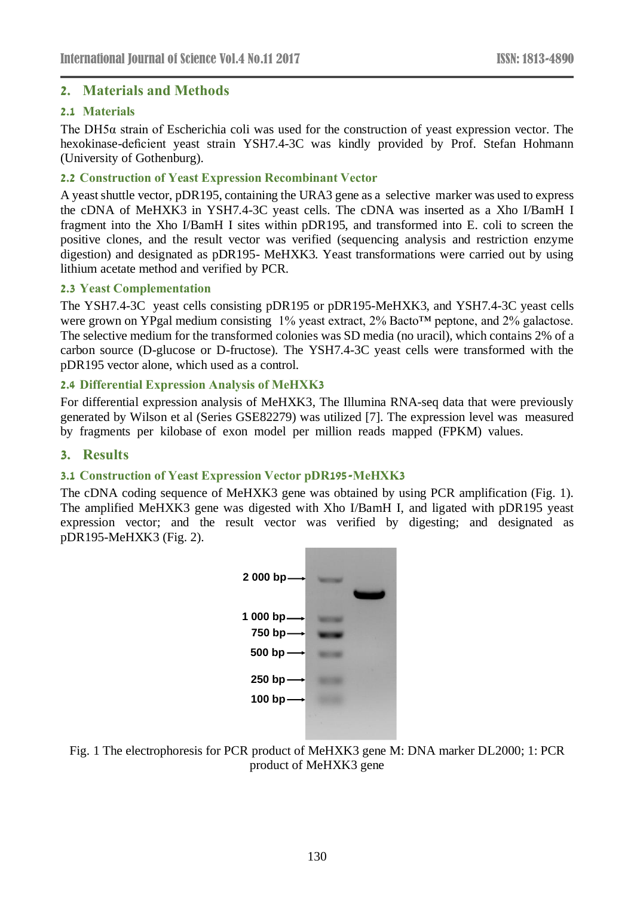## 2. Materials and Methods

### 2.1 Materials

The DH5α strain of Escherichia coli was used for the construction of yeast expression vector. The hexokinase-deficient yeast strain YSH7.4-3C was kindly provided by Prof. Stefan Hohmann (University of Gothenburg).

### 2.2 Construction of Yeast Expression Recombinant Vector

A yeast shuttle vector, pDR195, containing the URA3 gene as a selective marker was used to express the cDNA of MeHXK3 in YSH7.4-3C yeast cells. The cDNA was inserted as a Xho I/BamH I fragment into the Xho I/BamH I sites within pDR195, and transformed into E. coli to screen the positive clones, and the result vector was verified (sequencing analysis and restriction enzyme digestion) and designated as pDR195- MeHXK3. Yeast transformations were carried out by using lithium acetate method and verified by PCR.

### 2.3 Yeast Complementation

The YSH7.4-3C yeast cells consisting pDR195 or pDR195-MeHXK3, and YSH7.4-3C yeast cells were grown on YPgal medium consisting 1% yeast extract, 2% Bacto™ peptone, and 2% galactose. The selective medium for the transformed colonies was SD media (no uracil), which contains 2% of a carbon source (D-glucose or D-fructose). The YSH7.4-3C yeast cells were transformed with the pDR195 vector alone, which used as a control.

### 2.4 Differential Expression Analysis of MeHXK3

For differential expression analysis of MeHXK3, The Illumina RNA-seq data that were previously generated by Wilson et al (Series GSE82279) was utilized [7]. The expression level was measured by fragments per kilobase of exon model per million reads mapped (FPKM) values.

## 3. Results

### 3.1 Construction of Yeast Expression Vector pDR195-MeHXK3

The cDNA coding sequence of MeHXK3 gene was obtained by using PCR amplification (Fig. 1). The amplified MeHXK3 gene was digested with Xho I/BamH I, and ligated with pDR195 yeast expression vector; and the result vector was verified by digesting; and designated as pDR195-MeHXK3 (Fig. 2).

Fig. 1 The electrophoresis for PCR product of MeHXK3 gene M: DNA marker DL2000; 1: PCR product of MeHXK3 gene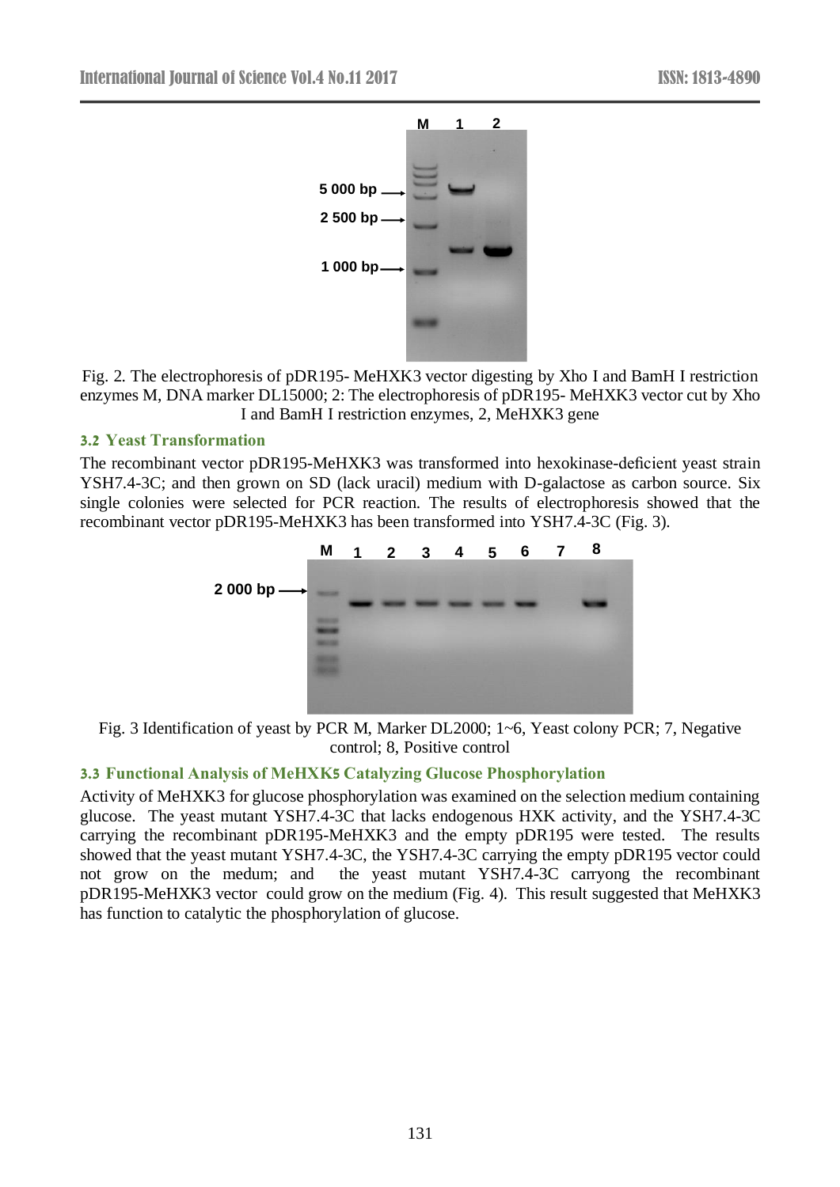Fig. 2. The electrophoresis of pDR195- MeHXK3 vector digesting by Xho I and BamH I restriction enzymes M, DNA marker DL15000; 2: The electrophoresis of pDR195- MeHXK3 vector cut by Xho I and BamH I restriction enzymes, 2, MeHXK3 gene

### 3.2 Yeast Transformation

The recombinant vector pDR195-MeHXK3 was transformed into hexokinase-deficient yeast strain YSH7.4-3C; and then grown on SD (lack uracil) medium with D-galactose as carbon source. Six single colonies were selected for PCR reaction. The results of electrophoresis showed that the recombinant vector pDR195-MeHXK3 has been transformed into YSH7.4-3C (Fig. 3).

Fig. 3 Identification of yeast by PCR M, Marker DL2000; 1~6, Yeast colony PCR; 7, Negative control; 8, Positive control

### 3.3 Functional Analysis of MeHXK5 Catalyzing Glucose Phosphorylation

Activity of MeHXK3 for glucose phosphorylation was examined on the selection medium containing glucose. The yeast mutant YSH7.4-3C that lacks endogenous HXK activity, and the YSH7.4-3C carrying the recombinant pDR195-MeHXK3 and the empty pDR195 were tested. The results showed that the yeast mutant YSH7.4-3C, the YSH7.4-3C carrying the empty pDR195 vector could not grow on the medum; and the yeast mutant YSH7.4-3C carryong the recombinant pDR195-MeHXK3 vector could grow on the medium (Fig. 4). This result suggested that MeHXK3 has function to catalytic the phosphorylation of glucose.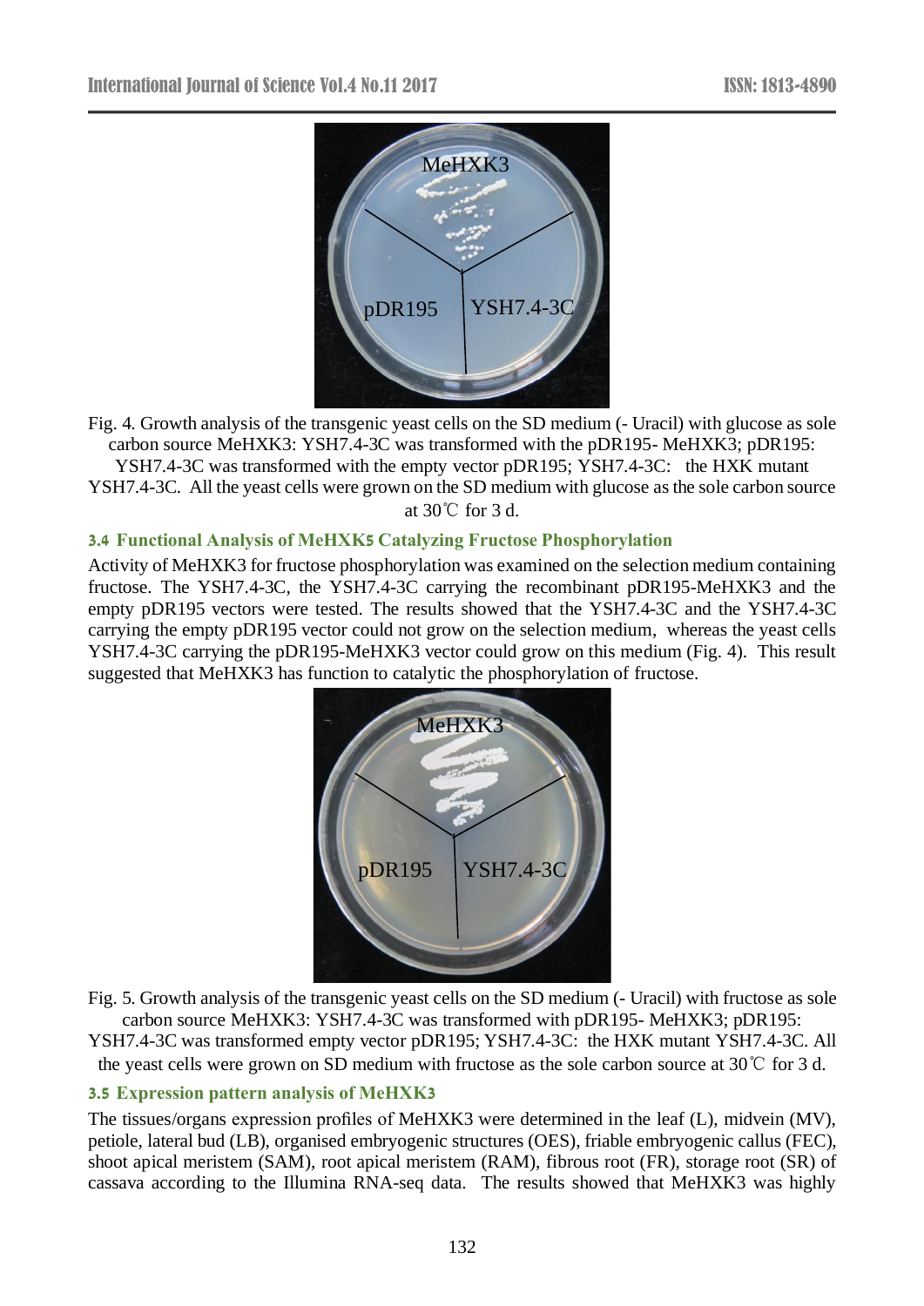Fig. 4. Growth analysis of the transgenic yeast cells on the SD medium (- Uracil) with glucose as sole carbon source MeHXK3: YSH7.4-3C was transformed with the pDR195- MeHXK3; pDR195: YSH7.4-3C was transformed with the empty vector pDR195; YSH7.4-3C: the HXK mutant YSH7.4-3C. All the yeast cells were grown on the SD medium with glucose as the sole carbon source at 30℃ for 3 d.

### 3.4 Functional Analysis of MeHXK5 Catalyzing Fructose Phosphorylation

Activity of MeHXK3 for fructose phosphorylation was examined on the selection medium containing fructose. The YSH7.4-3C, the YSH7.4-3C carrying the recombinant pDR195-MeHXK3 and the empty pDR195 vectors were tested. The results showed that the YSH7.4-3C and the YSH7.4-3C carrying the empty pDR195 vector could not grow on the selection medium, whereas the yeast cells YSH7.4-3C carrying the pDR195-MeHXK3 vector could grow on this medium (Fig. 4). This result suggested that MeHXK3 has function to catalytic the phosphorylation of fructose.

Fig. 5. Growth analysis of the transgenic yeast cells on the SD medium (- Uracil) with fructose as sole carbon source MeHXK3: YSH7.4-3C was transformed with pDR195- MeHXK3; pDR195: YSH7.4-3C was transformed empty vector pDR195; YSH7.4-3C: the HXK mutant YSH7.4-3C. All the yeast cells were grown on SD medium with fructose as the sole carbon source at 30℃ for 3 d.

### 3.5 Expression pattern analysis of MeHXK3

The tissues/organs expression profiles of MeHXK3 were determined in the leaf (L), midvein (MV), petiole, lateral bud (LB), organised embryogenic structures (OES), friable embryogenic callus (FEC), shoot apical meristem (SAM), root apical meristem (RAM), fibrous root (FR), storage root (SR) of cassava according to the Illumina RNA-seq data. The results showed that MeHXK3 was highly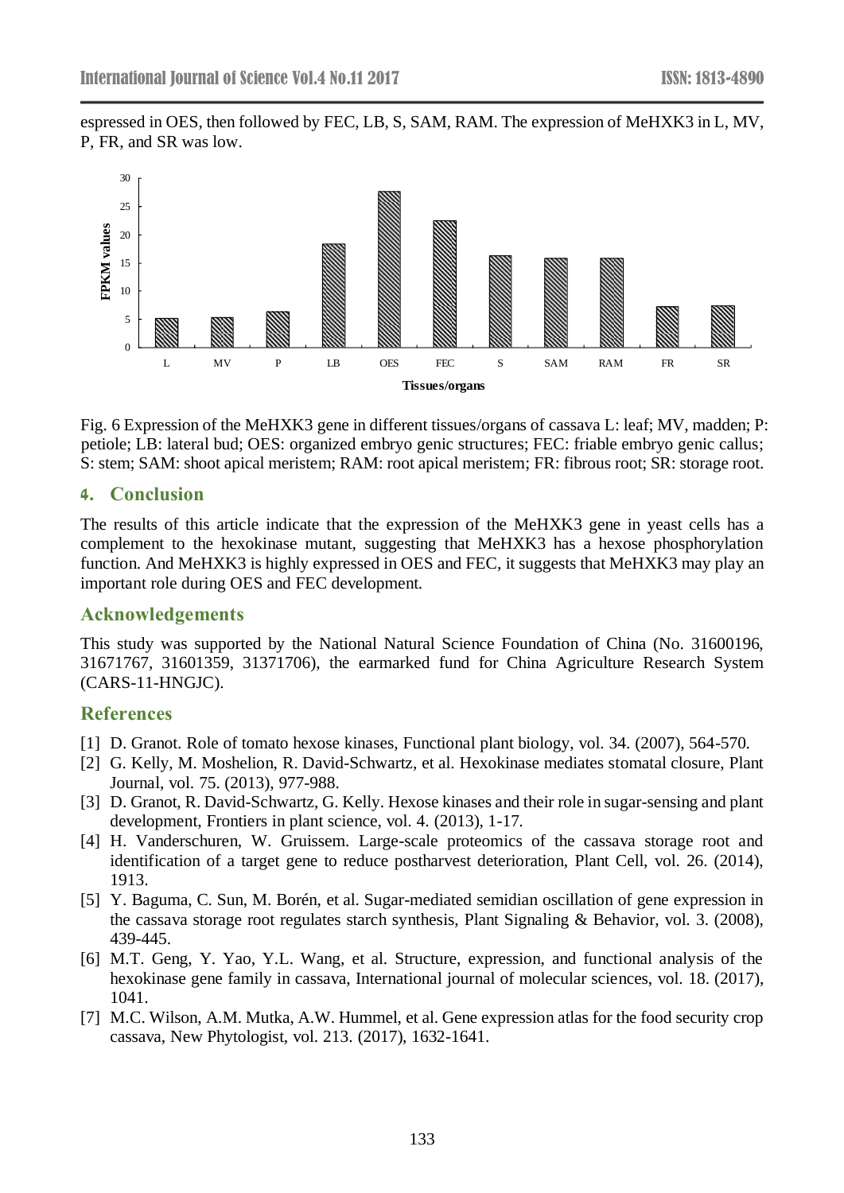espressed in OES, then followed by FEC, LB, S, SAM, RAM. The expression of MeHXK3 in L, MV, P, FR, and SR was low.

FPKM values

30
25
20
15
10
5
0

L MV P LB OES FEC S SAM RAM FR SR

Tissues/organs

Fig. 6 Expression of the MeHXK3 gene in different tissues/organs of cassava L: leaf; MV, madden; P: petiole; LB: lateral bud; OES: organized embryo genic structures; FEC: friable embryo genic callus; S: stem; SAM: shoot apical meristem; RAM: root apical meristem; FR: fibrous root; SR: storage root.

## 4. Conclusion

The results of this article indicate that the expression of the MeHXK3 gene in yeast cells has a complement to the hexokinase mutant, suggesting that MeHXK3 has a hexose phosphorylation function. And MeHXK3 is highly expressed in OES and FEC, it suggests that MeHXK3 may play an important role during OES and FEC development.

## Acknowledgements

This study was supported by the National Natural Science Foundation of China (No. 31600196, 31671767, 31601359, 31371706), the earmarked fund for China Agriculture Research System (CARS-11-HNGJC).

## References

[1] D. Granot. Role of tomato hexose kinases, Functional plant biology, vol. 34. (2007), 564-570.

[2] G. Kelly, M. Moshelion, R. David-Schwartz, et al. Hexokinase mediates stomatal closure, Plant Journal, vol. 75. (2013), 977-988.

[3] D. Granot, R. David-Schwartz, G. Kelly. Hexose kinases and their role in sugar-sensing and plant development, Frontiers in plant science, vol. 4. (2013), 1-17.

[4] H. Vanderschuren, W. Gruissem. Large-scale proteomics of the cassava storage root and identification of a target gene to reduce postharvest deterioration, Plant Cell, vol. 26. (2014), 1913.

[5] Y. Baguma, C. Sun, M. Borén, et al. Sugar-mediated semidian oscillation of gene expression in the cassava storage root regulates starch synthesis, Plant Signaling & Behavior, vol. 3. (2008), 439-445.

[6] M.T. Geng, Y. Yao, Y.L. Wang, et al. Structure, expression, and functional analysis of the hexokinase gene family in cassava, International journal of molecular sciences, vol. 18. (2017), 1041.

[7] M.C. Wilson, A.M. Mutka, A.W. Hummel, et al. Gene expression atlas for the food security crop cassava, New Phytologist, vol. 213. (2017), 1632-1641.